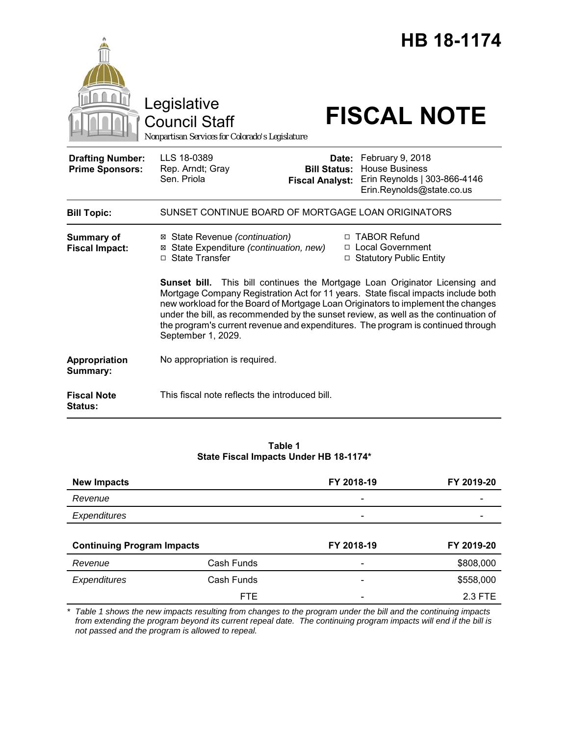# HB 18-1174

Legislative Council Staff
Nonpartisan Services for Colorado's Legislature

# FISCAL NOTE

| | | | |
|---|---|---|---|
| **Drafting Number:** | LLS 18-0389 | **Date:** | February 9, 2018 |
| **Prime Sponsors:** | Rep. Arndt; Gray<br>Sen. Priola | **Bill Status:** | House Business |
| | | **Fiscal Analyst:** | Erin Reynolds \| 303-866-4146<br>Erin.Reynolds@state.co.us |

**Bill Topic:** SUNSET CONTINUE BOARD OF MORTGAGE LOAN ORIGINATORS

**Summary of Fiscal Impact:**

- ☒ State Revenue *(continuation)*
- ☒ State Expenditure *(continuation, new)*
- ☐ State Transfer
- ☐ TABOR Refund
- ☐ Local Government
- ☐ Statutory Public Entity

**Sunset bill.** This bill continues the Mortgage Loan Originator Licensing and Mortgage Company Registration Act for 11 years. State fiscal impacts include both new workload for the Board of Mortgage Loan Originators to implement the changes under the bill, as recommended by the sunset review, as well as the continuation of the program's current revenue and expenditures. The program is continued through September 1, 2029.

**Appropriation Summary:** No appropriation is required.

**Fiscal Note Status:** This fiscal note reflects the introduced bill.

**Table 1**
**State Fiscal Impacts Under HB 18-1174***

| **New Impacts** | | **FY 2018-19** | **FY 2019-20** |
|---|---|---|---|
| *Revenue* | | - | - |
| *Expenditures* | | - | - |
| **Continuing Program Impacts** | | **FY 2018-19** | **FY 2019-20** |
| *Revenue* | Cash Funds | - | $808,000 |
| *Expenditures* | Cash Funds | - | $558,000 |
| | FTE | - | 2.3 FTE |

\* *Table 1 shows the new impacts resulting from changes to the program under the bill and the continuing impacts from extending the program beyond its current repeal date. The continuing program impacts will end if the bill is not passed and the program is allowed to repeal.*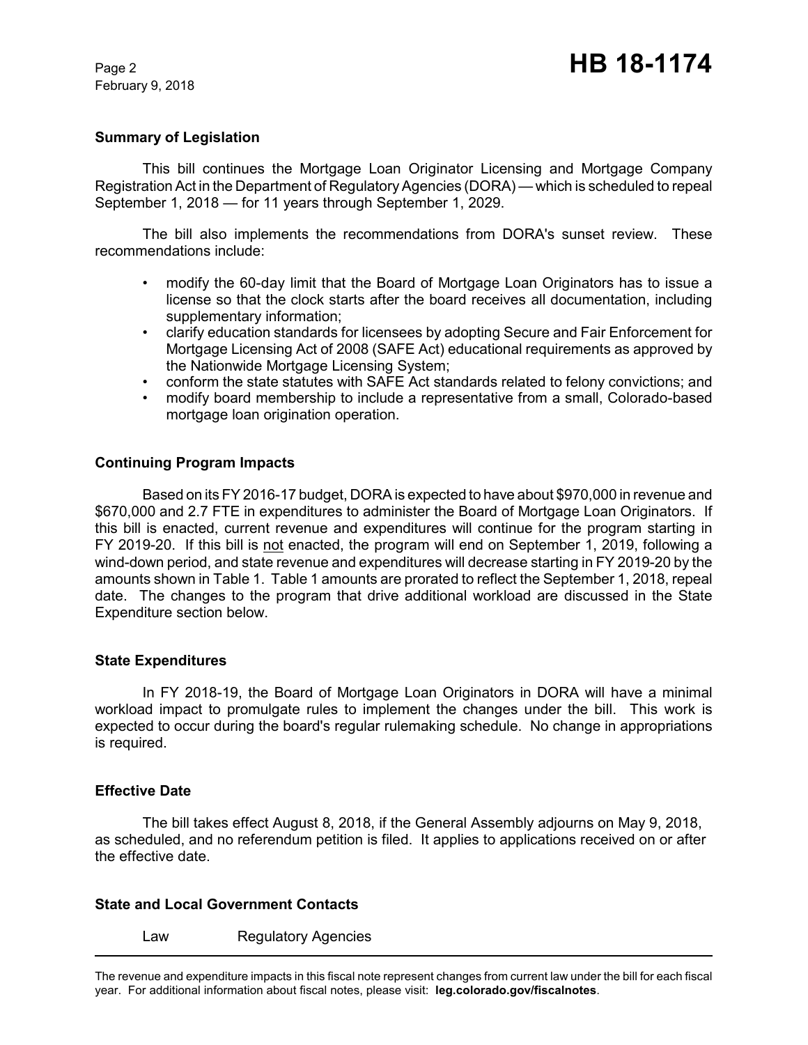## Summary of Legislation

This bill continues the Mortgage Loan Originator Licensing and Mortgage Company Registration Act in the Department of Regulatory Agencies (DORA) — which is scheduled to repeal September 1, 2018 — for 11 years through September 1, 2029.

The bill also implements the recommendations from DORA's sunset review. These recommendations include:

- modify the 60-day limit that the Board of Mortgage Loan Originators has to issue a license so that the clock starts after the board receives all documentation, including supplementary information;
- clarify education standards for licensees by adopting Secure and Fair Enforcement for Mortgage Licensing Act of 2008 (SAFE Act) educational requirements as approved by the Nationwide Mortgage Licensing System;
- conform the state statutes with SAFE Act standards related to felony convictions; and
- modify board membership to include a representative from a small, Colorado-based mortgage loan origination operation.

## Continuing Program Impacts

Based on its FY 2016-17 budget, DORA is expected to have about $970,000 in revenue and $670,000 and 2.7 FTE in expenditures to administer the Board of Mortgage Loan Originators. If this bill is enacted, current revenue and expenditures will continue for the program starting in FY 2019-20. If this bill is not enacted, the program will end on September 1, 2019, following a wind-down period, and state revenue and expenditures will decrease starting in FY 2019-20 by the amounts shown in Table 1. Table 1 amounts are prorated to reflect the September 1, 2018, repeal date. The changes to the program that drive additional workload are discussed in the State Expenditure section below.

## State Expenditures

In FY 2018-19, the Board of Mortgage Loan Originators in DORA will have a minimal workload impact to promulgate rules to implement the changes under the bill. This work is expected to occur during the board's regular rulemaking schedule. No change in appropriations is required.

## Effective Date

The bill takes effect August 8, 2018, if the General Assembly adjourns on May 9, 2018, as scheduled, and no referendum petition is filed. It applies to applications received on or after the effective date.

## State and Local Government Contacts

Law Regulatory Agencies

The revenue and expenditure impacts in this fiscal note represent changes from current law under the bill for each fiscal year. For additional information about fiscal notes, please visit: **leg.colorado.gov/fiscalnotes**.